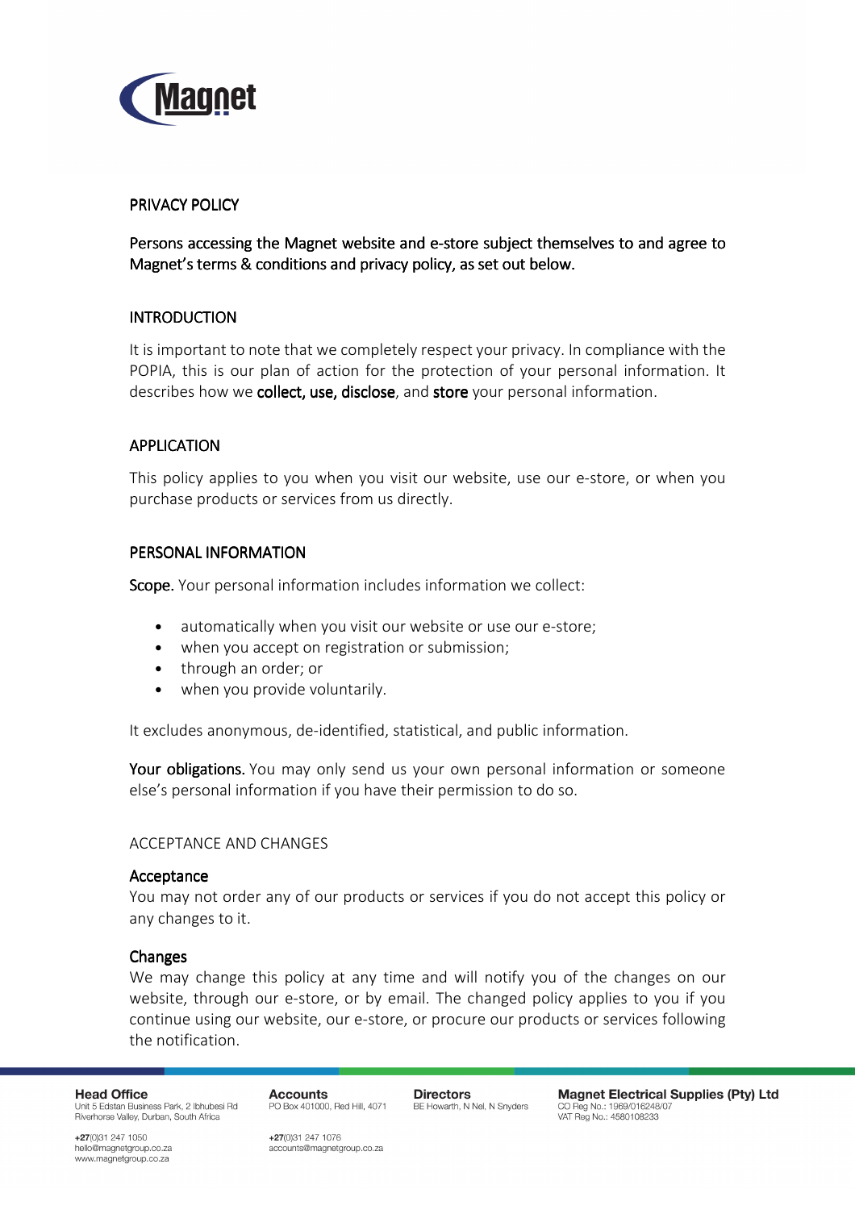# PRIVACY POLICY

**Persons accessing the Magnet website and e-store subject themselves to and agree to Magnet's terms & conditions and privacy policy, as set out below.**

## INTRODUCTION

It is important to note that we completely respect your privacy. In compliance with the POPIA, this is our plan of action for the protection of your personal information. It describes how we **collect, use, disclose**, and **store** your personal information.

## APPLICATION

This policy applies to you when you visit our website, use our e-store, or when you purchase products or services from us directly.

## PERSONAL INFORMATION

**Scope.** Your personal information includes information we collect:

- automatically when you visit our website or use our e-store;
- when you accept on registration or submission;
- through an order; or
- when you provide voluntarily.

It excludes anonymous, de-identified, statistical, and public information.

**Your obligations.** You may only send us your own personal information or someone else's personal information if you have their permission to do so.

## ACCEPTANCE AND CHANGES

### Acceptance

You may not order any of our products or services if you do not accept this policy or any changes to it.

### Changes

We may change this policy at any time and will notify you of the changes on our website, through our e-store, or by email. The changed policy applies to you if you continue using our website, our e-store, or procure our products or services following the notification.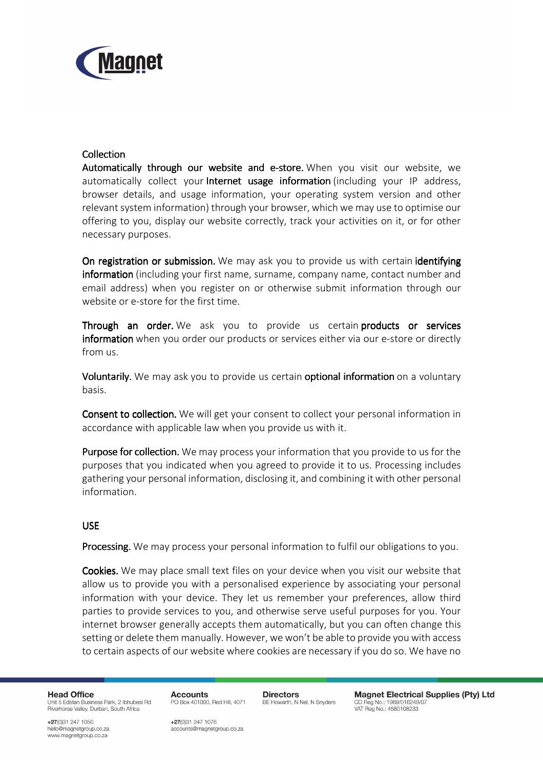## Collection

**Automatically through our website and e-store.** When you visit our website, we automatically collect your **Internet usage information** (including your IP address, browser details, and usage information, your operating system version and other relevant system information) through your browser, which we may use to optimise our offering to you, display our website correctly, track your activities on it, or for other necessary purposes.

**On registration or submission.** We may ask you to provide us with certain **identifying information** (including your first name, surname, company name, contact number and email address) when you register on or otherwise submit information through our website or e-store for the first time.

**Through an order.** We ask you to provide us certain **products or services information** when you order our products or services either via our e-store or directly from us.

**Voluntarily.** We may ask you to provide us certain **optional information** on a voluntary basis.

**Consent to collection.** We will get your consent to collect your personal information in accordance with applicable law when you provide us with it.

**Purpose for collection.** We may process your information that you provide to us for the purposes that you indicated when you agreed to provide it to us. Processing includes gathering your personal information, disclosing it, and combining it with other personal information.

## USE

**Processing.** We may process your personal information to fulfil our obligations to you.

**Cookies.** We may place small text files on your device when you visit our website that allow us to provide you with a personalised experience by associating your personal information with your device. They let us remember your preferences, allow third parties to provide services to you, and otherwise serve useful purposes for you. Your internet browser generally accepts them automatically, but you can often change this setting or delete them manually. However, we won't be able to provide you with access to certain aspects of our website where cookies are necessary if you do so. We have no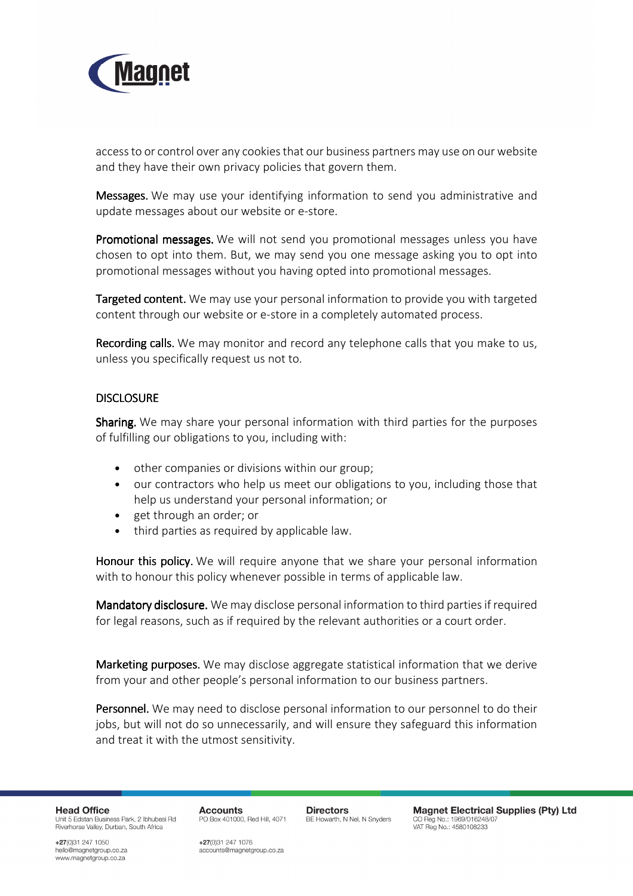access to or control over any cookies that our business partners may use on our website and they have their own privacy policies that govern them.

**Messages.** We may use your identifying information to send you administrative and update messages about our website or e-store.

**Promotional messages.** We will not send you promotional messages unless you have chosen to opt into them. But, we may send you one message asking you to opt into promotional messages without you having opted into promotional messages.

**Targeted content.** We may use your personal information to provide you with targeted content through our website or e-store in a completely automated process.

**Recording calls.** We may monitor and record any telephone calls that you make to us, unless you specifically request us not to.

## DISCLOSURE

**Sharing.** We may share your personal information with third parties for the purposes of fulfilling our obligations to you, including with:

- other companies or divisions within our group;
- our contractors who help us meet our obligations to you, including those that help us understand your personal information; or
- get through an order; or
- third parties as required by applicable law.

**Honour this policy.** We will require anyone that we share your personal information with to honour this policy whenever possible in terms of applicable law.

**Mandatory disclosure.** We may disclose personal information to third parties if required for legal reasons, such as if required by the relevant authorities or a court order.

**Marketing purposes.** We may disclose aggregate statistical information that we derive from your and other people's personal information to our business partners.

**Personnel.** We may need to disclose personal information to our personnel to do their jobs, but will not do so unnecessarily, and will ensure they safeguard this information and treat it with the utmost sensitivity.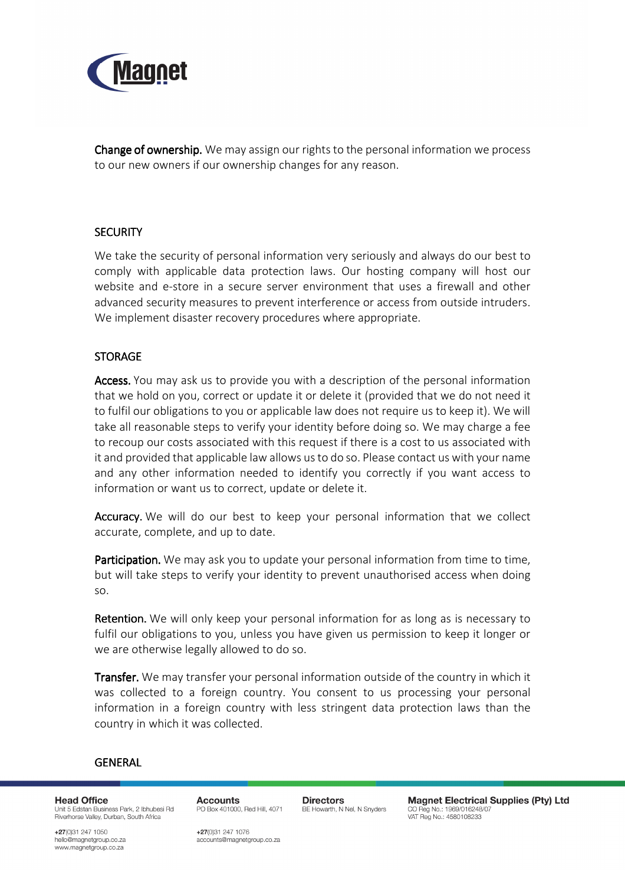**Change of ownership.** We may assign our rights to the personal information we process to our new owners if our ownership changes for any reason.

## SECURITY

We take the security of personal information very seriously and always do our best to comply with applicable data protection laws. Our hosting company will host our website and e-store in a secure server environment that uses a firewall and other advanced security measures to prevent interference or access from outside intruders. We implement disaster recovery procedures where appropriate.

## STORAGE

**Access.** You may ask us to provide you with a description of the personal information that we hold on you, correct or update it or delete it (provided that we do not need it to fulfil our obligations to you or applicable law does not require us to keep it). We will take all reasonable steps to verify your identity before doing so. We may charge a fee to recoup our costs associated with this request if there is a cost to us associated with it and provided that applicable law allows us to do so. Please contact us with your name and any other information needed to identify you correctly if you want access to information or want us to correct, update or delete it.

**Accuracy.** We will do our best to keep your personal information that we collect accurate, complete, and up to date.

**Participation.** We may ask you to update your personal information from time to time, but will take steps to verify your identity to prevent unauthorised access when doing so.

**Retention.** We will only keep your personal information for as long as is necessary to fulfil our obligations to you, unless you have given us permission to keep it longer or we are otherwise legally allowed to do so.

**Transfer.** We may transfer your personal information outside of the country in which it was collected to a foreign country. You consent to us processing your personal information in a foreign country with less stringent data protection laws than the country in which it was collected.

## GENERAL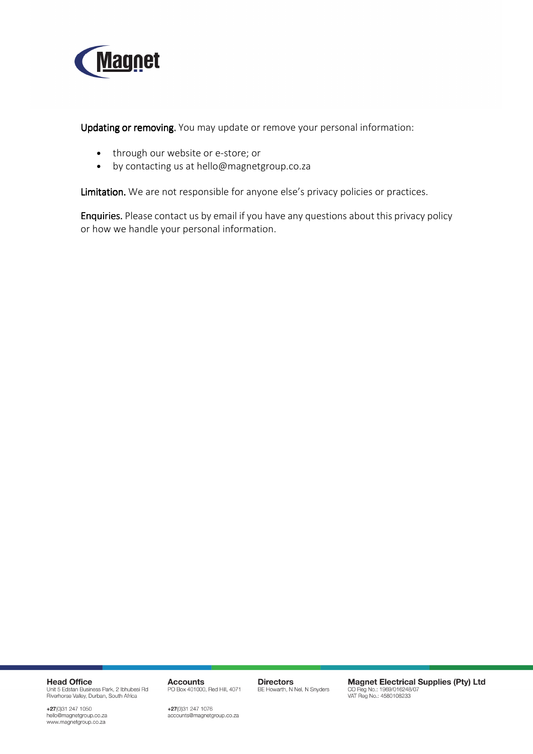**Updating or removing.** You may update or remove your personal information:

- through our website or e-store; or
- by contacting us at hello@magnetgroup.co.za

**Limitation.** We are not responsible for anyone else's privacy policies or practices.

**Enquiries.** Please contact us by email if you have any questions about this privacy policy or how we handle your personal information.